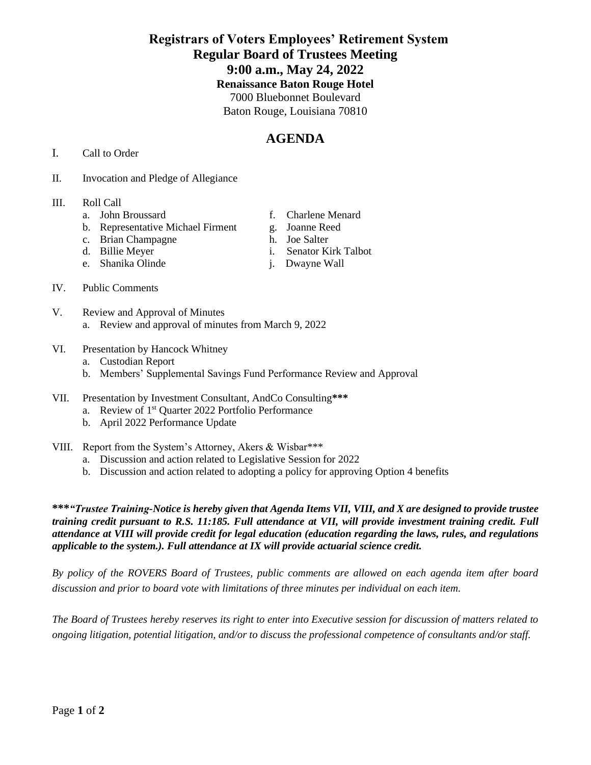# Registrars of Voters Employees' Retirement System
## Regular Board of Trustees Meeting
## 9:00 a.m., May 24, 2022
### Renaissance Baton Rouge Hotel

7000 Bluebonnet Boulevard
Baton Rouge, Louisiana 70810

## AGENDA

I. Call to Order

II. Invocation and Pledge of Allegiance

III. Roll Call
  a. John Broussard
  b. Representative Michael Firment
  c. Brian Champagne
  d. Billie Meyer
  e. Shanika Olinde
  f. Charlene Menard
  g. Joanne Reed
  h. Joe Salter
  i. Senator Kirk Talbot
  j. Dwayne Wall

IV. Public Comments

V. Review and Approval of Minutes
  a. Review and approval of minutes from March 9, 2022

VI. Presentation by Hancock Whitney
  a. Custodian Report
  b. Members' Supplemental Savings Fund Performance Review and Approval

VII. Presentation by Investment Consultant, AndCo Consulting**\*\*\***
  a. Review of 1st Quarter 2022 Portfolio Performance
  b. April 2022 Performance Update

VIII. Report from the System's Attorney, Akers & Wisbar***
  a. Discussion and action related to Legislative Session for 2022
  b. Discussion and action related to adopting a policy for approving Option 4 benefits

***\*\*\*"Trustee Training-Notice is hereby given that Agenda Items VII, VIII, and X are designed to provide trustee training credit pursuant to R.S. 11:185. Full attendance at VII, will provide investment training credit. Full attendance at VIII will provide credit for legal education (education regarding the laws, rules, and regulations applicable to the system.). Full attendance at IX will provide actuarial science credit.***

*By policy of the ROVERS Board of Trustees, public comments are allowed on each agenda item after board discussion and prior to board vote with limitations of three minutes per individual on each item.*

*The Board of Trustees hereby reserves its right to enter into Executive session for discussion of matters related to ongoing litigation, potential litigation, and/or to discuss the professional competence of consultants and/or staff.*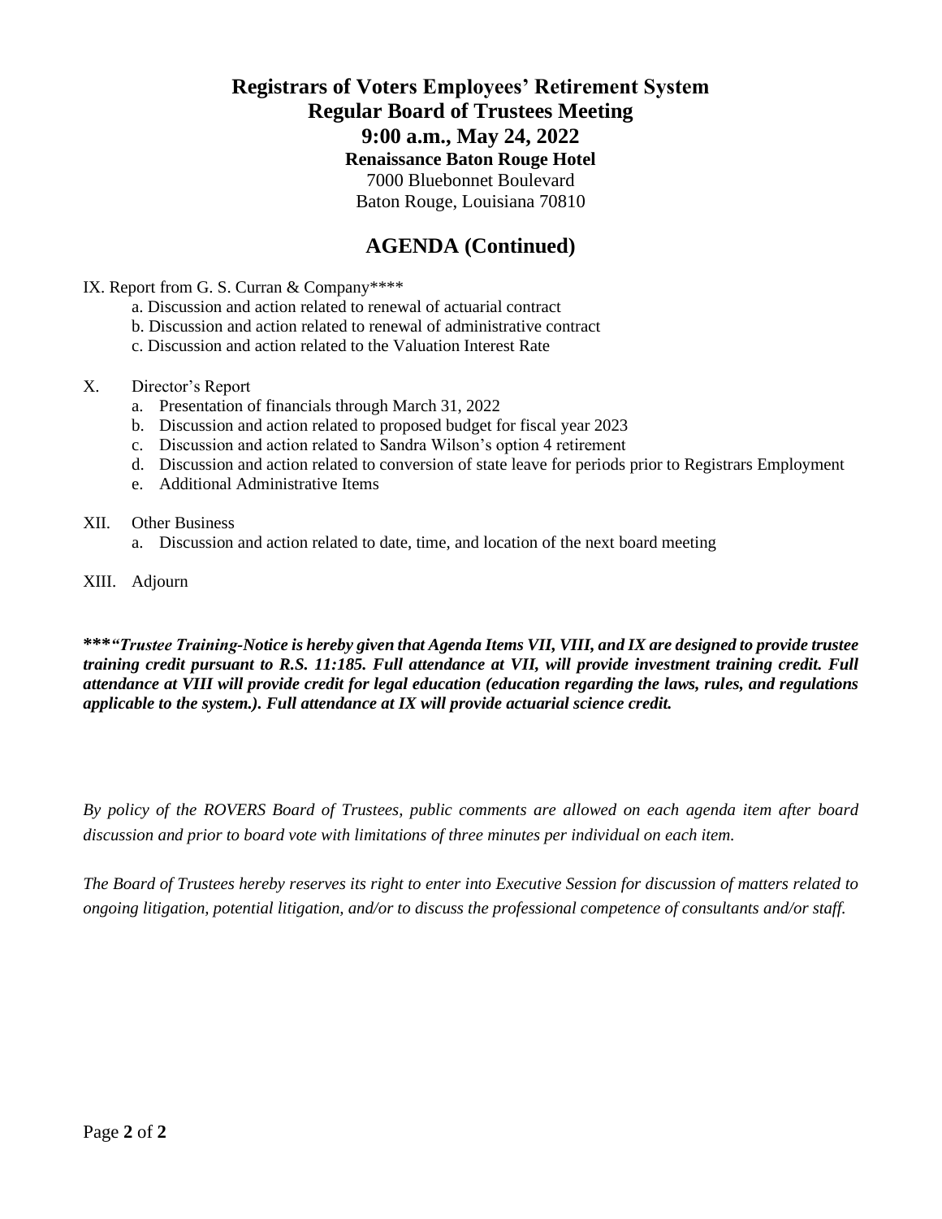# Registrars of Voters Employees' Retirement System
## Regular Board of Trustees Meeting
### 9:00 a.m., May 24, 2022
**Renaissance Baton Rouge Hotel**
7000 Bluebonnet Boulevard
Baton Rouge, Louisiana 70810

## AGENDA (Continued)

IX. Report from G. S. Curran & Company****
- a. Discussion and action related to renewal of actuarial contract
- b. Discussion and action related to renewal of administrative contract
- c. Discussion and action related to the Valuation Interest Rate

X. Director's Report
- a. Presentation of financials through March 31, 2022
- b. Discussion and action related to proposed budget for fiscal year 2023
- c. Discussion and action related to Sandra Wilson's option 4 retirement
- d. Discussion and action related to conversion of state leave for periods prior to Registrars Employment
- e. Additional Administrative Items

XII. Other Business
- a. Discussion and action related to date, time, and location of the next board meeting

XIII. Adjourn

***"*Trustee Training-Notice is hereby given that Agenda Items VII, VIII, and IX are designed to provide trustee training credit pursuant to R.S. 11:185. Full attendance at VII, will provide investment training credit. Full attendance at VIII will provide credit for legal education (education regarding the laws, rules, and regulations applicable to the system.). Full attendance at IX will provide actuarial science credit.***

*By policy of the ROVERS Board of Trustees, public comments are allowed on each agenda item after board discussion and prior to board vote with limitations of three minutes per individual on each item.*

*The Board of Trustees hereby reserves its right to enter into Executive Session for discussion of matters related to ongoing litigation, potential litigation, and/or to discuss the professional competence of consultants and/or staff.*